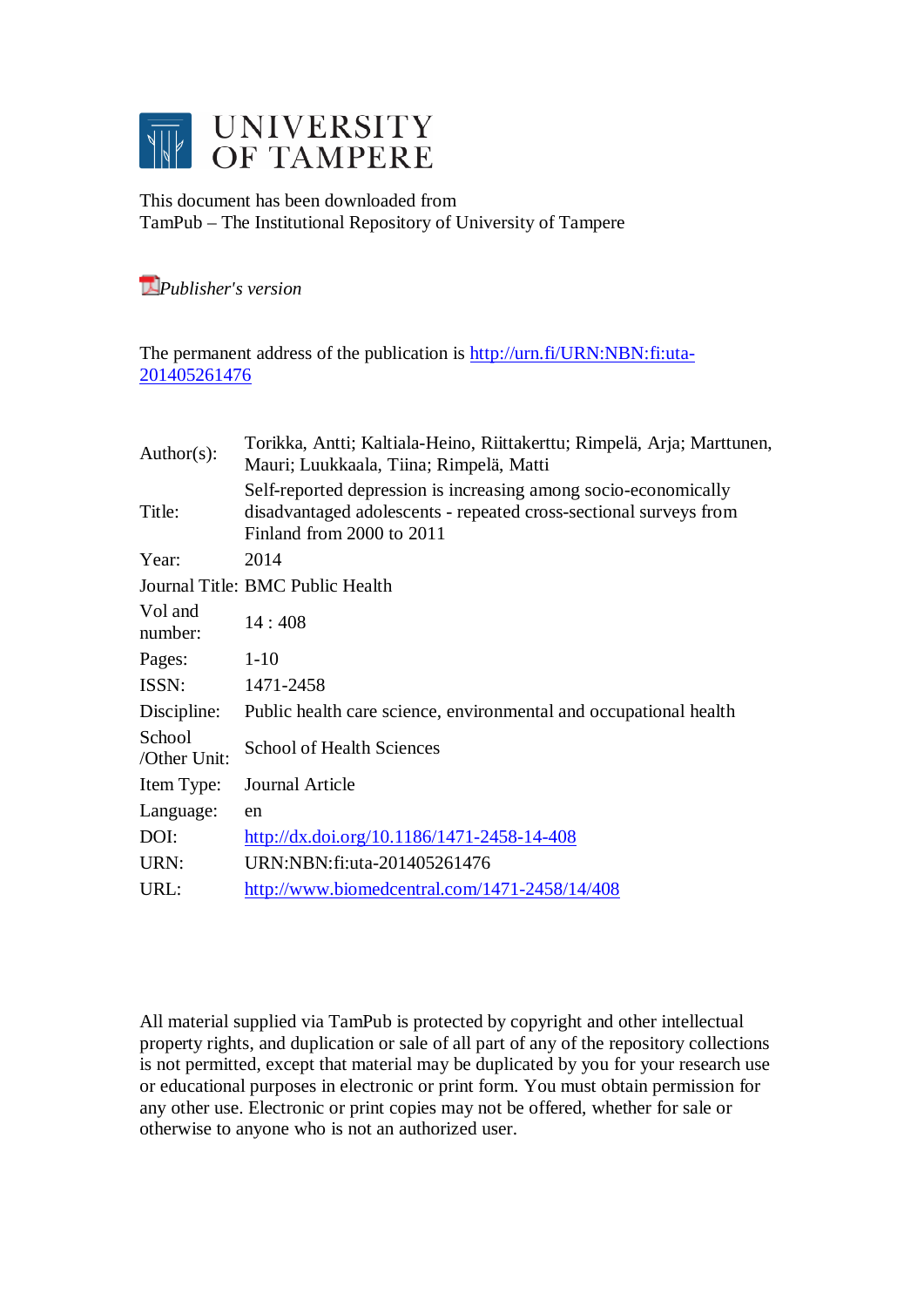UNIVERSITY
OF TAMPERE

This document has been downloaded from
TamPub – The Institutional Repository of University of Tampere

*Publisher's version*

The permanent address of the publication is http://urn.fi/URN:NBN:fi:uta-201405261476

| | |
|---|---|
| Author(s): | Torikka, Antti; Kaltiala-Heino, Riittakerttu; Rimpelä, Arja; Marttunen, Mauri; Luukkaala, Tiina; Rimpelä, Matti |
| Title: | Self-reported depression is increasing among socio-economically disadvantaged adolescents - repeated cross-sectional surveys from Finland from 2000 to 2011 |
| Year: | 2014 |
| Journal Title: | BMC Public Health |
| Vol and number: | 14 : 408 |
| Pages: | 1-10 |
| ISSN: | 1471-2458 |
| Discipline: | Public health care science, environmental and occupational health |
| School /Other Unit: | School of Health Sciences |
| Item Type: | Journal Article |
| Language: | en |
| DOI: | http://dx.doi.org/10.1186/1471-2458-14-408 |
| URN: | URN:NBN:fi:uta-201405261476 |
| URL: | http://www.biomedcentral.com/1471-2458/14/408 |

All material supplied via TamPub is protected by copyright and other intellectual property rights, and duplication or sale of all part of any of the repository collections is not permitted, except that material may be duplicated by you for your research use or educational purposes in electronic or print form. You must obtain permission for any other use. Electronic or print copies may not be offered, whether for sale or otherwise to anyone who is not an authorized user.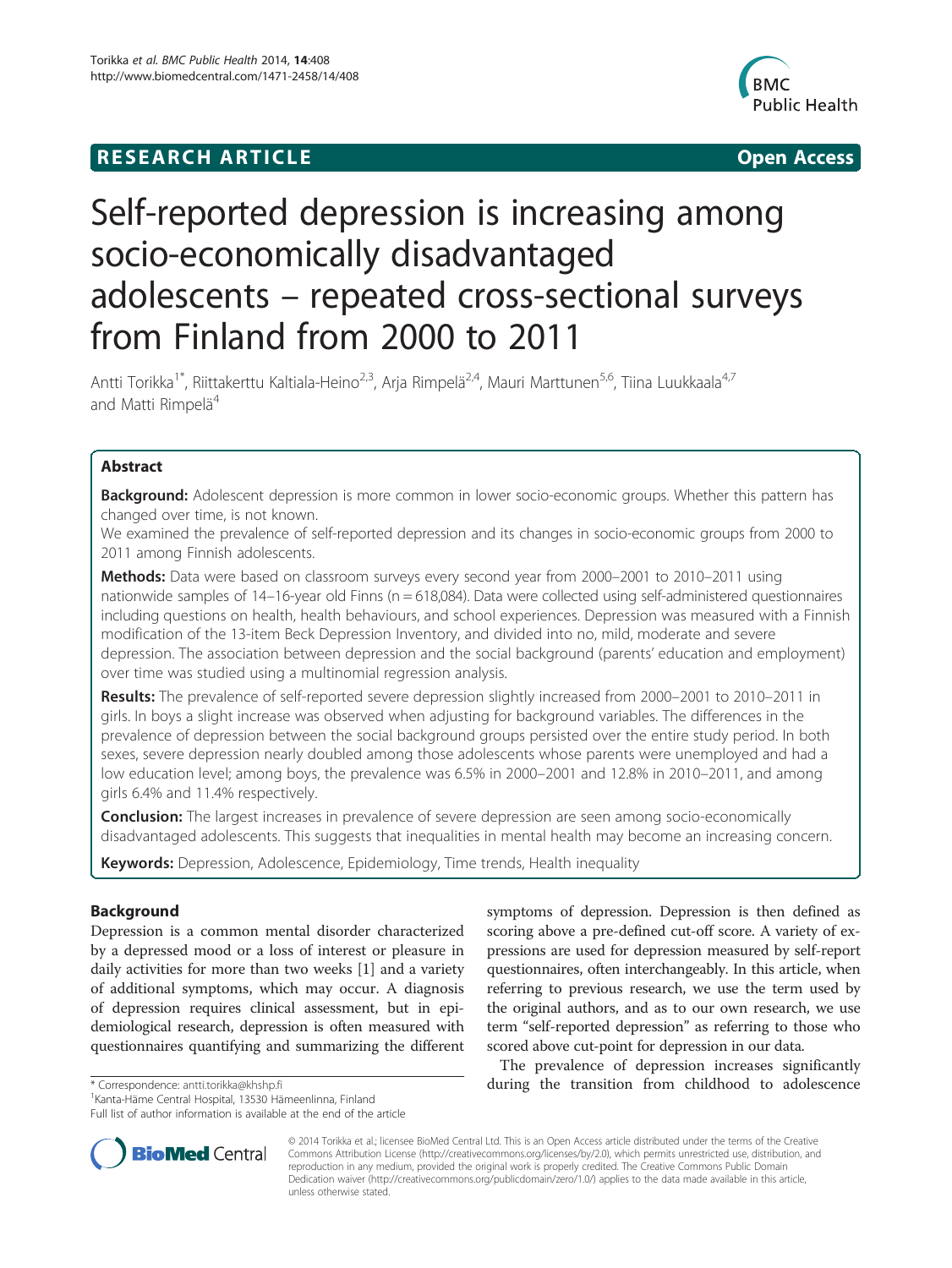# Self-reported depression is increasing among socio-economically disadvantaged adolescents – repeated cross-sectional surveys from Finland from 2000 to 2011

Antti Torikka[1*], Riittakerttu Kaltiala-Heino[2,3], Arja Rimpelä[2,4], Mauri Marttunen[5,6], Tiina Luukkaala[4,7] and Matti Rimpelä[4]

## Abstract

**Background:** Adolescent depression is more common in lower socio-economic groups. Whether this pattern has changed over time, is not known.

We examined the prevalence of self-reported depression and its changes in socio-economic groups from 2000 to 2011 among Finnish adolescents.

**Methods:** Data were based on classroom surveys every second year from 2000–2001 to 2010–2011 using nationwide samples of 14–16-year old Finns (n = 618,084). Data were collected using self-administered questionnaires including questions on health, health behaviours, and school experiences. Depression was measured with a Finnish modification of the 13-item Beck Depression Inventory, and divided into no, mild, moderate and severe depression. The association between depression and the social background (parents' education and employment) over time was studied using a multinomial regression analysis.

**Results:** The prevalence of self-reported severe depression slightly increased from 2000–2001 to 2010–2011 in girls. In boys a slight increase was observed when adjusting for background variables. The differences in the prevalence of depression between the social background groups persisted over the entire study period. In both sexes, severe depression nearly doubled among those adolescents whose parents were unemployed and had a low education level; among boys, the prevalence was 6.5% in 2000–2001 and 12.8% in 2010–2011, and among girls 6.4% and 11.4% respectively.

**Conclusion:** The largest increases in prevalence of severe depression are seen among socio-economically disadvantaged adolescents. This suggests that inequalities in mental health may become an increasing concern.

**Keywords:** Depression, Adolescence, Epidemiology, Time trends, Health inequality

## Background

Depression is a common mental disorder characterized by a depressed mood or a loss of interest or pleasure in daily activities for more than two weeks [1] and a variety of additional symptoms, which may occur. A diagnosis of depression requires clinical assessment, but in epidemiological research, depression is often measured with questionnaires quantifying and summarizing the different symptoms of depression. Depression is then defined as scoring above a pre-defined cut-off score. A variety of expressions are used for depression measured by self-report questionnaires, often interchangeably. In this article, when referring to previous research, we use the term used by the original authors, and as to our own research, we use term "self-reported depression" as referring to those who scored above cut-point for depression in our data.

The prevalence of depression increases significantly during the transition from childhood to adolescence

\* Correspondence: antti.torikka@khshp.fi
[1]Kanta-Häme Central Hospital, 13530 Hämeenlinna, Finland
Full list of author information is available at the end of the article

© 2014 Torikka et al.; licensee BioMed Central Ltd. This is an Open Access article distributed under the terms of the Creative Commons Attribution License (http://creativecommons.org/licenses/by/2.0), which permits unrestricted use, distribution, and reproduction in any medium, provided the original work is properly credited. The Creative Commons Public Domain Dedication waiver (http://creativecommons.org/publicdomain/zero/1.0/) applies to the data made available in this article, unless otherwise stated.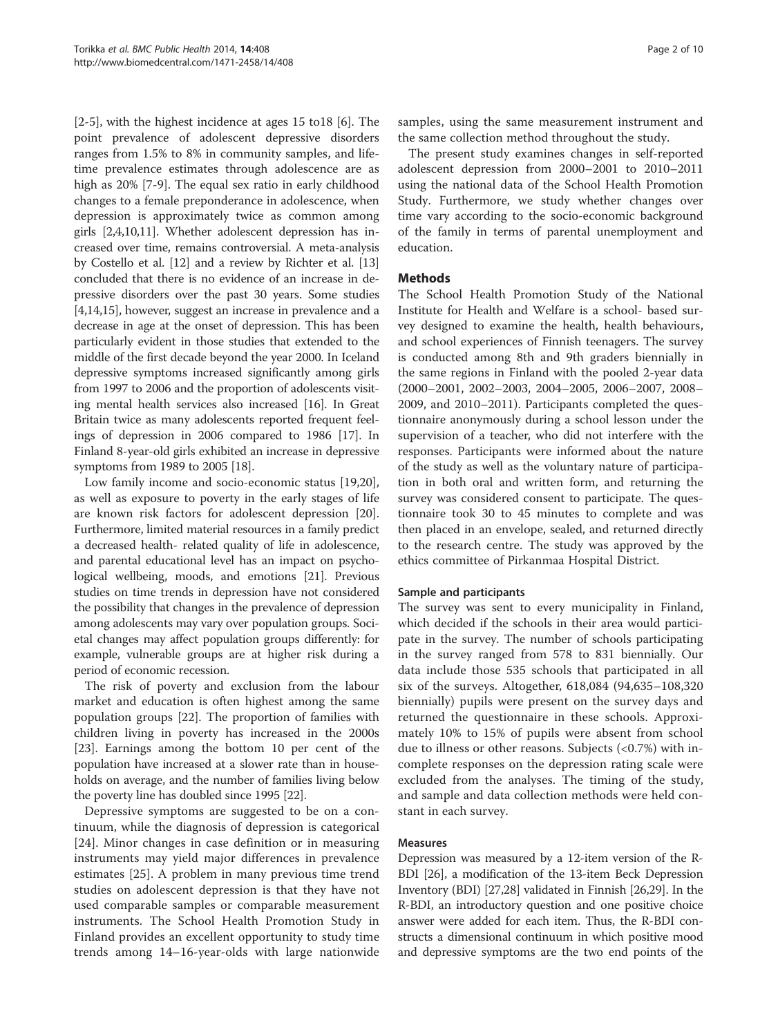[2-5], with the highest incidence at ages 15 to18 [6]. The point prevalence of adolescent depressive disorders ranges from 1.5% to 8% in community samples, and lifetime prevalence estimates through adolescence are as high as 20% [7-9]. The equal sex ratio in early childhood changes to a female preponderance in adolescence, when depression is approximately twice as common among girls [2,4,10,11]. Whether adolescent depression has increased over time, remains controversial. A meta-analysis by Costello et al. [12] and a review by Richter et al. [13] concluded that there is no evidence of an increase in depressive disorders over the past 30 years. Some studies [4,14,15], however, suggest an increase in prevalence and a decrease in age at the onset of depression. This has been particularly evident in those studies that extended to the middle of the first decade beyond the year 2000. In Iceland depressive symptoms increased significantly among girls from 1997 to 2006 and the proportion of adolescents visiting mental health services also increased [16]. In Great Britain twice as many adolescents reported frequent feelings of depression in 2006 compared to 1986 [17]. In Finland 8-year-old girls exhibited an increase in depressive symptoms from 1989 to 2005 [18].

Low family income and socio-economic status [19,20], as well as exposure to poverty in the early stages of life are known risk factors for adolescent depression [20]. Furthermore, limited material resources in a family predict a decreased health- related quality of life in adolescence, and parental educational level has an impact on psychological wellbeing, moods, and emotions [21]. Previous studies on time trends in depression have not considered the possibility that changes in the prevalence of depression among adolescents may vary over population groups. Societal changes may affect population groups differently: for example, vulnerable groups are at higher risk during a period of economic recession.

The risk of poverty and exclusion from the labour market and education is often highest among the same population groups [22]. The proportion of families with children living in poverty has increased in the 2000s [23]. Earnings among the bottom 10 per cent of the population have increased at a slower rate than in households on average, and the number of families living below the poverty line has doubled since 1995 [22].

Depressive symptoms are suggested to be on a continuum, while the diagnosis of depression is categorical [24]. Minor changes in case definition or in measuring instruments may yield major differences in prevalence estimates [25]. A problem in many previous time trend studies on adolescent depression is that they have not used comparable samples or comparable measurement instruments. The School Health Promotion Study in Finland provides an excellent opportunity to study time trends among 14–16-year-olds with large nationwide samples, using the same measurement instrument and the same collection method throughout the study.

The present study examines changes in self-reported adolescent depression from 2000–2001 to 2010–2011 using the national data of the School Health Promotion Study. Furthermore, we study whether changes over time vary according to the socio-economic background of the family in terms of parental unemployment and education.

## Methods

The School Health Promotion Study of the National Institute for Health and Welfare is a school- based survey designed to examine the health, health behaviours, and school experiences of Finnish teenagers. The survey is conducted among 8th and 9th graders biennially in the same regions in Finland with the pooled 2-year data (2000–2001, 2002–2003, 2004–2005, 2006–2007, 2008–2009, and 2010–2011). Participants completed the questionnaire anonymously during a school lesson under the supervision of a teacher, who did not interfere with the responses. Participants were informed about the nature of the study as well as the voluntary nature of participation in both oral and written form, and returning the survey was considered consent to participate. The questionnaire took 30 to 45 minutes to complete and was then placed in an envelope, sealed, and returned directly to the research centre. The study was approved by the ethics committee of Pirkanmaa Hospital District.

### Sample and participants

The survey was sent to every municipality in Finland, which decided if the schools in their area would participate in the survey. The number of schools participating in the survey ranged from 578 to 831 biennially. Our data include those 535 schools that participated in all six of the surveys. Altogether, 618,084 (94,635–108,320 biennially) pupils were present on the survey days and returned the questionnaire in these schools. Approximately 10% to 15% of pupils were absent from school due to illness or other reasons. Subjects (<0.7%) with incomplete responses on the depression rating scale were excluded from the analyses. The timing of the study, and sample and data collection methods were held constant in each survey.

### Measures

Depression was measured by a 12-item version of the R-BDI [26], a modification of the 13-item Beck Depression Inventory (BDI) [27,28] validated in Finnish [26,29]. In the R-BDI, an introductory question and one positive choice answer were added for each item. Thus, the R-BDI constructs a dimensional continuum in which positive mood and depressive symptoms are the two end points of the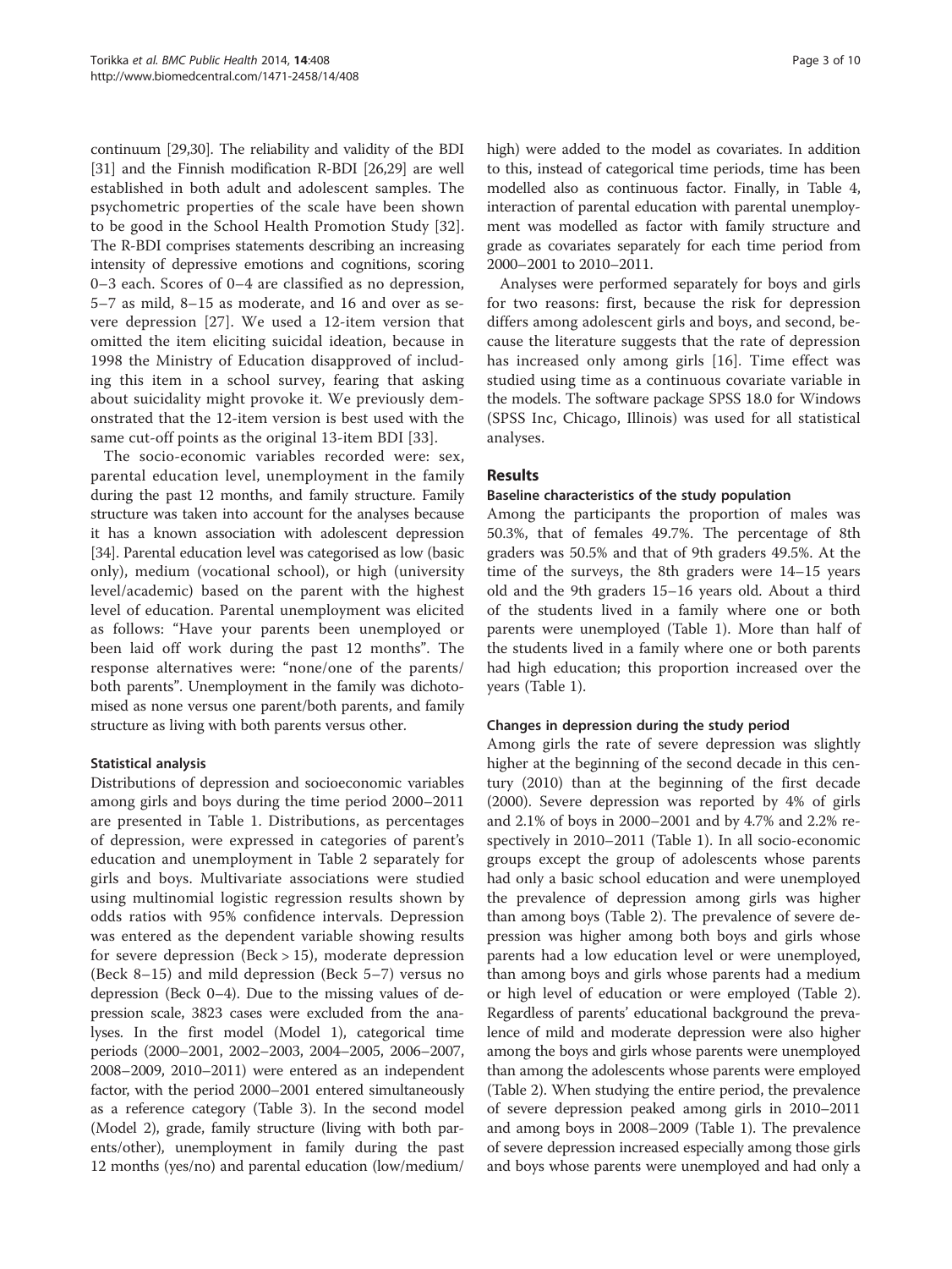continuum [29,30]. The reliability and validity of the BDI [31] and the Finnish modification R-BDI [26,29] are well established in both adult and adolescent samples. The psychometric properties of the scale have been shown to be good in the School Health Promotion Study [32]. The R-BDI comprises statements describing an increasing intensity of depressive emotions and cognitions, scoring 0–3 each. Scores of 0–4 are classified as no depression, 5–7 as mild, 8–15 as moderate, and 16 and over as severe depression [27]. We used a 12-item version that omitted the item eliciting suicidal ideation, because in 1998 the Ministry of Education disapproved of including this item in a school survey, fearing that asking about suicidality might provoke it. We previously demonstrated that the 12-item version is best used with the same cut-off points as the original 13-item BDI [33].

The socio-economic variables recorded were: sex, parental education level, unemployment in the family during the past 12 months, and family structure. Family structure was taken into account for the analyses because it has a known association with adolescent depression [34]. Parental education level was categorised as low (basic only), medium (vocational school), or high (university level/academic) based on the parent with the highest level of education. Parental unemployment was elicited as follows: "Have your parents been unemployed or been laid off work during the past 12 months". The response alternatives were: "none/one of the parents/both parents". Unemployment in the family was dichotomised as none versus one parent/both parents, and family structure as living with both parents versus other.

### Statistical analysis

Distributions of depression and socioeconomic variables among girls and boys during the time period 2000–2011 are presented in Table 1. Distributions, as percentages of depression, were expressed in categories of parent's education and unemployment in Table 2 separately for girls and boys. Multivariate associations were studied using multinomial logistic regression results shown by odds ratios with 95% confidence intervals. Depression was entered as the dependent variable showing results for severe depression (Beck > 15), moderate depression (Beck 8–15) and mild depression (Beck 5–7) versus no depression (Beck 0–4). Due to the missing values of depression scale, 3823 cases were excluded from the analyses. In the first model (Model 1), categorical time periods (2000–2001, 2002–2003, 2004–2005, 2006–2007, 2008–2009, 2010–2011) were entered as an independent factor, with the period 2000–2001 entered simultaneously as a reference category (Table 3). In the second model (Model 2), grade, family structure (living with both parents/other), unemployment in family during the past 12 months (yes/no) and parental education (low/medium/high) were added to the model as covariates. In addition to this, instead of categorical time periods, time has been modelled also as continuous factor. Finally, in Table 4, interaction of parental education with parental unemployment was modelled as factor with family structure and grade as covariates separately for each time period from 2000–2001 to 2010–2011.

Analyses were performed separately for boys and girls for two reasons: first, because the risk for depression differs among adolescent girls and boys, and second, because the literature suggests that the rate of depression has increased only among girls [16]. Time effect was studied using time as a continuous covariate variable in the models. The software package SPSS 18.0 for Windows (SPSS Inc, Chicago, Illinois) was used for all statistical analyses.

## Results

### Baseline characteristics of the study population

Among the participants the proportion of males was 50.3%, that of females 49.7%. The percentage of 8th graders was 50.5% and that of 9th graders 49.5%. At the time of the surveys, the 8th graders were 14–15 years old and the 9th graders 15–16 years old. About a third of the students lived in a family where one or both parents were unemployed (Table 1). More than half of the students lived in a family where one or both parents had high education; this proportion increased over the years (Table 1).

### Changes in depression during the study period

Among girls the rate of severe depression was slightly higher at the beginning of the second decade in this century (2010) than at the beginning of the first decade (2000). Severe depression was reported by 4% of girls and 2.1% of boys in 2000–2001 and by 4.7% and 2.2% respectively in 2010–2011 (Table 1). In all socio-economic groups except the group of adolescents whose parents had only a basic school education and were unemployed the prevalence of depression among girls was higher than among boys (Table 2). The prevalence of severe depression was higher among both boys and girls whose parents had a low education level or were unemployed, than among boys and girls whose parents had a medium or high level of education or were employed (Table 2). Regardless of parents' educational background the prevalence of mild and moderate depression were also higher among the boys and girls whose parents were unemployed than among the adolescents whose parents were employed (Table 2). When studying the entire period, the prevalence of severe depression peaked among girls in 2010–2011 and among boys in 2008–2009 (Table 1). The prevalence of severe depression increased especially among those girls and boys whose parents were unemployed and had only a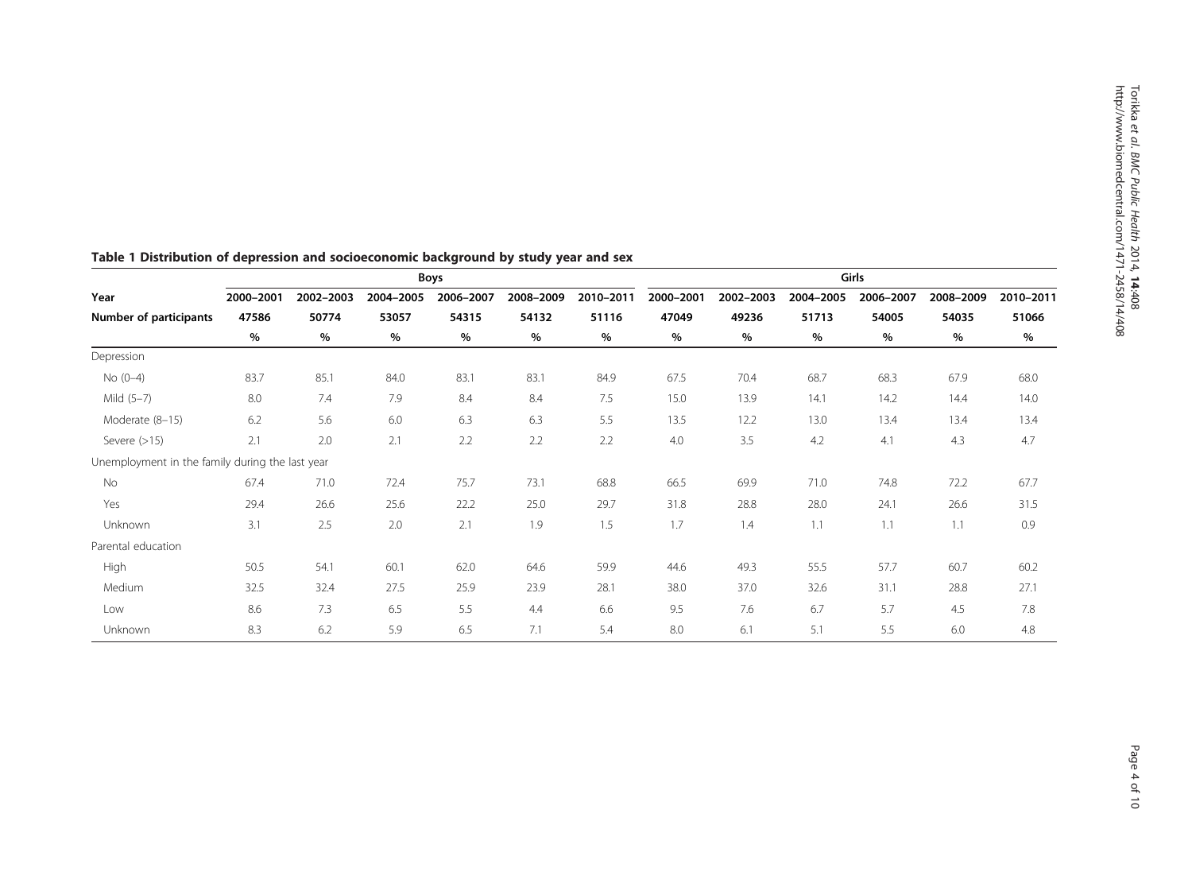**Table 1 Distribution of depression and socioeconomic background by study year and sex**

| Year | Boys | | | | | | Girls | | | | | |
|---|---|---|---|---|---|---|---|---|---|---|---|---|
| | 2000–2001 | 2002–2003 | 2004–2005 | 2006–2007 | 2008–2009 | 2010–2011 | 2000–2001 | 2002–2003 | 2004–2005 | 2006–2007 | 2008–2009 | 2010–2011 |
| **Number of participants** | 47586 | 50774 | 53057 | 54315 | 54132 | 51116 | 47049 | 49236 | 51713 | 54005 | 54035 | 51066 |
| | % | % | % | % | % | % | % | % | % | % | % | % |
| Depression | | | | | | | | | | | | |
| No (0–4) | 83.7 | 85.1 | 84.0 | 83.1 | 83.1 | 84.9 | 67.5 | 70.4 | 68.7 | 68.3 | 67.9 | 68.0 |
| Mild (5–7) | 8.0 | 7.4 | 7.9 | 8.4 | 8.4 | 7.5 | 15.0 | 13.9 | 14.1 | 14.2 | 14.4 | 14.0 |
| Moderate (8–15) | 6.2 | 5.6 | 6.0 | 6.3 | 6.3 | 5.5 | 13.5 | 12.2 | 13.0 | 13.4 | 13.4 | 13.4 |
| Severe (>15) | 2.1 | 2.0 | 2.1 | 2.2 | 2.2 | 2.2 | 4.0 | 3.5 | 4.2 | 4.1 | 4.3 | 4.7 |
| Unemployment in the family during the last year | | | | | | | | | | | | |
| No | 67.4 | 71.0 | 72.4 | 75.7 | 73.1 | 68.8 | 66.5 | 69.9 | 71.0 | 74.8 | 72.2 | 67.7 |
| Yes | 29.4 | 26.6 | 25.6 | 22.2 | 25.0 | 29.7 | 31.8 | 28.8 | 28.0 | 24.1 | 26.6 | 31.5 |
| Unknown | 3.1 | 2.5 | 2.0 | 2.1 | 1.9 | 1.5 | 1.7 | 1.4 | 1.1 | 1.1 | 1.1 | 0.9 |
| Parental education | | | | | | | | | | | | |
| High | 50.5 | 54.1 | 60.1 | 62.0 | 64.6 | 59.9 | 44.6 | 49.3 | 55.5 | 57.7 | 60.7 | 60.2 |
| Medium | 32.5 | 32.4 | 27.5 | 25.9 | 23.9 | 28.1 | 38.0 | 37.0 | 32.6 | 31.1 | 28.8 | 27.1 |
| Low | 8.6 | 7.3 | 6.5 | 5.5 | 4.4 | 6.6 | 9.5 | 7.6 | 6.7 | 5.7 | 4.5 | 7.8 |
| Unknown | 8.3 | 6.2 | 5.9 | 6.5 | 7.1 | 5.4 | 8.0 | 6.1 | 5.1 | 5.5 | 6.0 | 4.8 |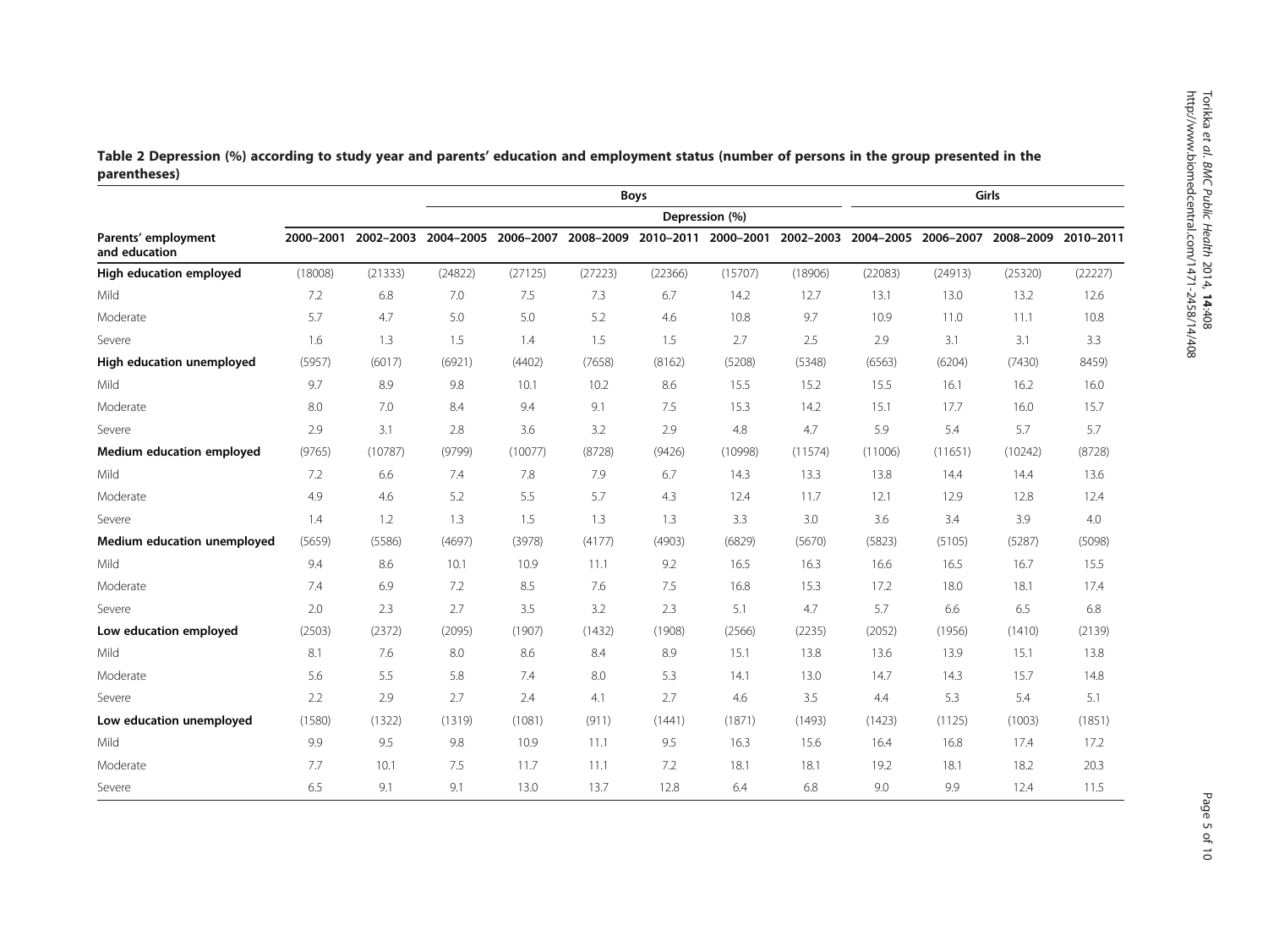**Table 2 Depression (%) according to study year and parents' education and employment status (number of persons in the group presented in the parentheses)**

| | Boys | | | | | | Girls | | | | | |
|---|---|---|---|---|---|---|---|---|---|---|---|---|
| | Depression (%) | | | | | | | | | | | |
| Parents' employment and education | 2000–2001 | 2002–2003 | 2004–2005 | 2006–2007 | 2008–2009 | 2010–2011 | 2000–2001 | 2002–2003 | 2004–2005 | 2006–2007 | 2008–2009 | 2010–2011 |
| **High education employed** | (18008) | (21333) | (24822) | (27125) | (27223) | (22366) | (15707) | (18906) | (22083) | (24913) | (25320) | (22227) |
| Mild | 7.2 | 6.8 | 7.0 | 7.5 | 7.3 | 6.7 | 14.2 | 12.7 | 13.1 | 13.0 | 13.2 | 12.6 |
| Moderate | 5.7 | 4.7 | 5.0 | 5.0 | 5.2 | 4.6 | 10.8 | 9.7 | 10.9 | 11.0 | 11.1 | 10.8 |
| Severe | 1.6 | 1.3 | 1.5 | 1.4 | 1.5 | 1.5 | 2.7 | 2.5 | 2.9 | 3.1 | 3.1 | 3.3 |
| **High education unemployed** | (5957) | (6017) | (6921) | (4402) | (7658) | (8162) | (5208) | (5348) | (6563) | (6204) | (7430) | 8459) |
| Mild | 9.7 | 8.9 | 9.8 | 10.1 | 10.2 | 8.6 | 15.5 | 15.2 | 15.5 | 16.1 | 16.2 | 16.0 |
| Moderate | 8.0 | 7.0 | 8.4 | 9.4 | 9.1 | 7.5 | 15.3 | 14.2 | 15.1 | 17.7 | 16.0 | 15.7 |
| Severe | 2.9 | 3.1 | 2.8 | 3.6 | 3.2 | 2.9 | 4.8 | 4.7 | 5.9 | 5.4 | 5.7 | 5.7 |
| **Medium education employed** | (9765) | (10787) | (9799) | (10077) | (8728) | (9426) | (10998) | (11574) | (11006) | (11651) | (10242) | (8728) |
| Mild | 7.2 | 6.6 | 7.4 | 7.8 | 7.9 | 6.7 | 14.3 | 13.3 | 13.8 | 14.4 | 14.4 | 13.6 |
| Moderate | 4.9 | 4.6 | 5.2 | 5.5 | 5.7 | 4.3 | 12.4 | 11.7 | 12.1 | 12.9 | 12.8 | 12.4 |
| Severe | 1.4 | 1.2 | 1.3 | 1.5 | 1.3 | 1.3 | 3.3 | 3.0 | 3.6 | 3.4 | 3.9 | 4.0 |
| **Medium education unemployed** | (5659) | (5586) | (4697) | (3978) | (4177) | (4903) | (6829) | (5670) | (5823) | (5105) | (5287) | (5098) |
| Mild | 9.4 | 8.6 | 10.1 | 10.9 | 11.1 | 9.2 | 16.5 | 16.3 | 16.6 | 16.5 | 16.7 | 15.5 |
| Moderate | 7.4 | 6.9 | 7.2 | 8.5 | 7.6 | 7.5 | 16.8 | 15.3 | 17.2 | 18.0 | 18.1 | 17.4 |
| Severe | 2.0 | 2.3 | 2.7 | 3.5 | 3.2 | 2.3 | 5.1 | 4.7 | 5.7 | 6.6 | 6.5 | 6.8 |
| **Low education employed** | (2503) | (2372) | (2095) | (1907) | (1432) | (1908) | (2566) | (2235) | (2052) | (1956) | (1410) | (2139) |
| Mild | 8.1 | 7.6 | 8.0 | 8.6 | 8.4 | 8.9 | 15.1 | 13.8 | 13.6 | 13.9 | 15.1 | 13.8 |
| Moderate | 5.6 | 5.5 | 5.8 | 7.4 | 8.0 | 5.3 | 14.1 | 13.0 | 14.7 | 14.3 | 15.7 | 14.8 |
| Severe | 2.2 | 2.9 | 2.7 | 2.4 | 4.1 | 2.7 | 4.6 | 3.5 | 4.4 | 5.3 | 5.4 | 5.1 |
| **Low education unemployed** | (1580) | (1322) | (1319) | (1081) | (911) | (1441) | (1871) | (1493) | (1423) | (1125) | (1003) | (1851) |
| Mild | 9.9 | 9.5 | 9.8 | 10.9 | 11.1 | 9.5 | 16.3 | 15.6 | 16.4 | 16.8 | 17.4 | 17.2 |
| Moderate | 7.7 | 10.1 | 7.5 | 11.7 | 11.1 | 7.2 | 18.1 | 18.1 | 19.2 | 18.1 | 18.2 | 20.3 |
| Severe | 6.5 | 9.1 | 9.1 | 13.0 | 13.7 | 12.8 | 6.4 | 6.8 | 9.0 | 9.9 | 12.4 | 11.5 |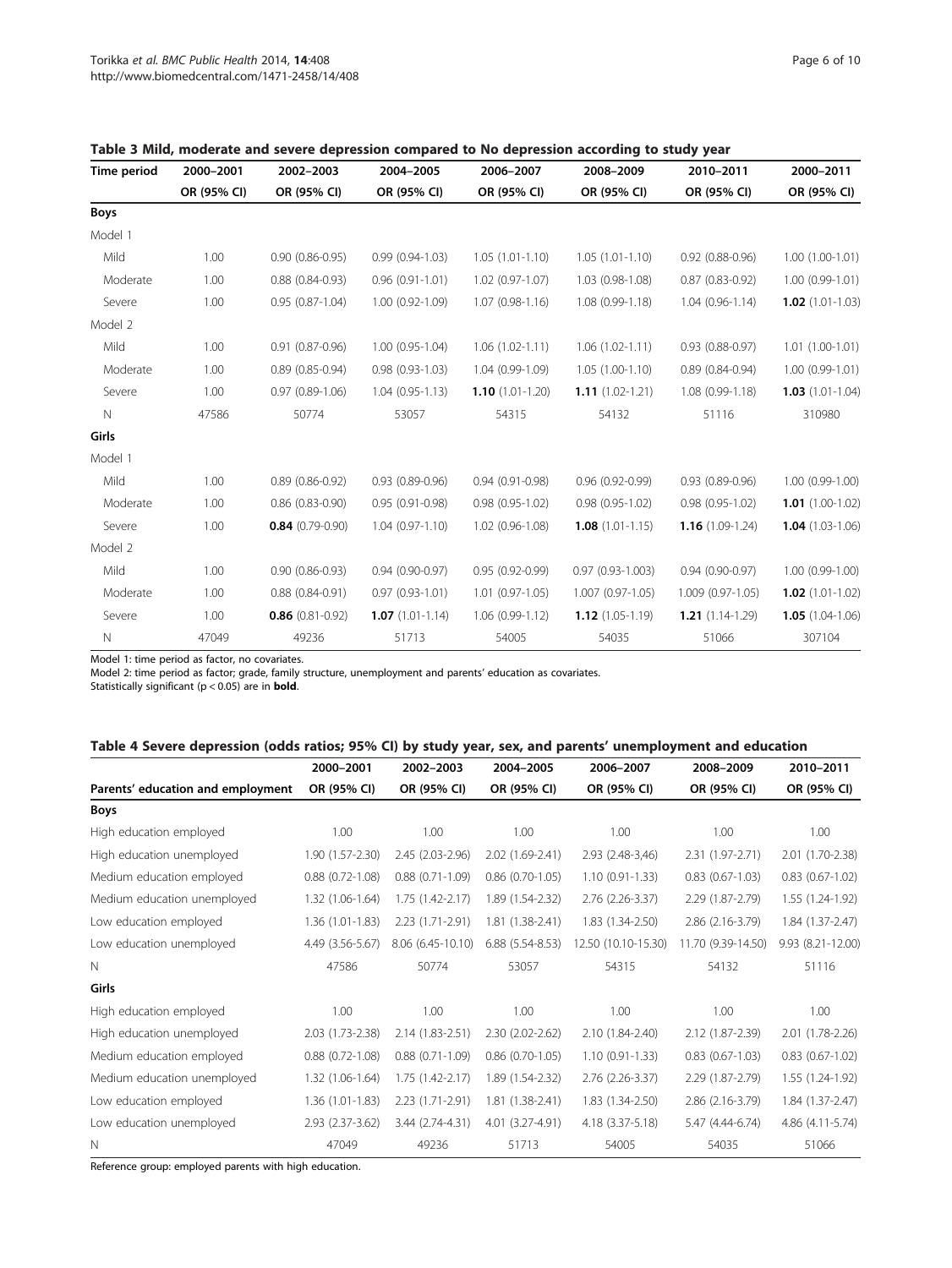**Table 3 Mild, moderate and severe depression compared to No depression according to study year**

| Time period | 2000–2001 | 2002–2003 | 2004–2005 | 2006–2007 | 2008–2009 | 2010–2011 | 2000–2011 |
|---|---|---|---|---|---|---|---|
| | OR (95% CI) | OR (95% CI) | OR (95% CI) | OR (95% CI) | OR (95% CI) | OR (95% CI) | OR (95% CI) |
| **Boys** | | | | | | | |
| Model 1 | | | | | | | |
| Mild | 1.00 | 0.90 (0.86-0.95) | 0.99 (0.94-1.03) | 1.05 (1.01-1.10) | 1.05 (1.01-1.10) | 0.92 (0.88-0.96) | 1.00 (1.00-1.01) |
| Moderate | 1.00 | 0.88 (0.84-0.93) | 0.96 (0.91-1.01) | 1.02 (0.97-1.07) | 1.03 (0.98-1.08) | 0.87 (0.83-0.92) | 1.00 (0.99-1.01) |
| Severe | 1.00 | 0.95 (0.87-1.04) | 1.00 (0.92-1.09) | 1.07 (0.98-1.16) | 1.08 (0.99-1.18) | 1.04 (0.96-1.14) | **1.02** (1.01-1.03) |
| Model 2 | | | | | | | |
| Mild | 1.00 | 0.91 (0.87-0.96) | 1.00 (0.95-1.04) | 1.06 (1.02-1.11) | 1.06 (1.02-1.11) | 0.93 (0.88-0.97) | 1.01 (1.00-1.01) |
| Moderate | 1.00 | 0.89 (0.85-0.94) | 0.98 (0.93-1.03) | 1.04 (0.99-1.09) | 1.05 (1.00-1.10) | 0.89 (0.84-0.94) | 1.00 (0.99-1.01) |
| Severe | 1.00 | 0.97 (0.89-1.06) | 1.04 (0.95-1.13) | **1.10** (1.01-1.20) | **1.11** (1.02-1.21) | 1.08 (0.99-1.18) | **1.03** (1.01-1.04) |
| N | 47586 | 50774 | 53057 | 54315 | 54132 | 51116 | 310980 |
| **Girls** | | | | | | | |
| Model 1 | | | | | | | |
| Mild | 1.00 | 0.89 (0.86-0.92) | 0.93 (0.89-0.96) | 0.94 (0.91-0.98) | 0.96 (0.92-0.99) | 0.93 (0.89-0.96) | 1.00 (0.99-1.00) |
| Moderate | 1.00 | 0.86 (0.83-0.90) | 0.95 (0.91-0.98) | 0.98 (0.95-1.02) | 0.98 (0.95-1.02) | 0.98 (0.95-1.02) | **1.01** (1.00-1.02) |
| Severe | 1.00 | **0.84** (0.79-0.90) | 1.04 (0.97-1.10) | 1.02 (0.96-1.08) | **1.08** (1.01-1.15) | **1.16** (1.09-1.24) | **1.04** (1.03-1.06) |
| Model 2 | | | | | | | |
| Mild | 1.00 | 0.90 (0.86-0.93) | 0.94 (0.90-0.97) | 0.95 (0.92-0.99) | 0.97 (0.93-1.003) | 0.94 (0.90-0.97) | 1.00 (0.99-1.00) |
| Moderate | 1.00 | 0.88 (0.84-0.91) | 0.97 (0.93-1.01) | 1.01 (0.97-1.05) | 1.007 (0.97-1.05) | 1.009 (0.97-1.05) | **1.02** (1.01-1.02) |
| Severe | 1.00 | **0.86** (0.81-0.92) | **1.07** (1.01-1.14) | 1.06 (0.99-1.12) | **1.12** (1.05-1.19) | **1.21** (1.14-1.29) | **1.05** (1.04-1.06) |
| N | 47049 | 49236 | 51713 | 54005 | 54035 | 51066 | 307104 |

Model 1: time period as factor, no covariates.
Model 2: time period as factor; grade, family structure, unemployment and parents' education as covariates.
Statistically significant ($p < 0.05$) are in **bold**.

**Table 4 Severe depression (odds ratios; 95% CI) by study year, sex, and parents' unemployment and education**

| | 2000–2001 | 2002–2003 | 2004–2005 | 2006–2007 | 2008–2009 | 2010–2011 |
|---|---|---|---|---|---|---|
| Parents' education and employment | OR (95% CI) | OR (95% CI) | OR (95% CI) | OR (95% CI) | OR (95% CI) | OR (95% CI) |
| **Boys** | | | | | | |
| High education employed | 1.00 | 1.00 | 1.00 | 1.00 | 1.00 | 1.00 |
| High education unemployed | 1.90 (1.57-2.30) | 2.45 (2.03-2.96) | 2.02 (1.69-2.41) | 2.93 (2.48-3,46) | 2.31 (1.97-2.71) | 2.01 (1.70-2.38) |
| Medium education employed | 0.88 (0.72-1.08) | 0.88 (0.71-1.09) | 0.86 (0.70-1.05) | 1.10 (0.91-1.33) | 0.83 (0.67-1.03) | 0.83 (0.67-1.02) |
| Medium education unemployed | 1.32 (1.06-1.64) | 1.75 (1.42-2.17) | 1.89 (1.54-2.32) | 2.76 (2.26-3.37) | 2.29 (1.87-2.79) | 1.55 (1.24-1.92) |
| Low education employed | 1.36 (1.01-1.83) | 2.23 (1.71-2.91) | 1.81 (1.38-2.41) | 1.83 (1.34-2.50) | 2.86 (2.16-3.79) | 1.84 (1.37-2.47) |
| Low education unemployed | 4.49 (3.56-5.67) | 8.06 (6.45-10.10) | 6.88 (5.54-8.53) | 12.50 (10.10-15.30) | 11.70 (9.39-14.50) | 9.93 (8.21-12.00) |
| N | 47586 | 50774 | 53057 | 54315 | 54132 | 51116 |
| **Girls** | | | | | | |
| High education employed | 1.00 | 1.00 | 1.00 | 1.00 | 1.00 | 1.00 |
| High education unemployed | 2.03 (1.73-2.38) | 2.14 (1.83-2.51) | 2.30 (2.02-2.62) | 2.10 (1.84-2.40) | 2.12 (1.87-2.39) | 2.01 (1.78-2.26) |
| Medium education employed | 0.88 (0.72-1.08) | 0.88 (0.71-1.09) | 0.86 (0.70-1.05) | 1.10 (0.91-1.33) | 0.83 (0.67-1.03) | 0.83 (0.67-1.02) |
| Medium education unemployed | 1.32 (1.06-1.64) | 1.75 (1.42-2.17) | 1.89 (1.54-2.32) | 2.76 (2.26-3.37) | 2.29 (1.87-2.79) | 1.55 (1.24-1.92) |
| Low education employed | 1.36 (1.01-1.83) | 2.23 (1.71-2.91) | 1.81 (1.38-2.41) | 1.83 (1.34-2.50) | 2.86 (2.16-3.79) | 1.84 (1.37-2.47) |
| Low education unemployed | 2.93 (2.37-3.62) | 3.44 (2.74-4.31) | 4.01 (3.27-4.91) | 4.18 (3.37-5.18) | 5.47 (4.44-6.74) | 4.86 (4.11-5.74) |
| N | 47049 | 49236 | 51713 | 54005 | 54035 | 51066 |

Reference group: employed parents with high education.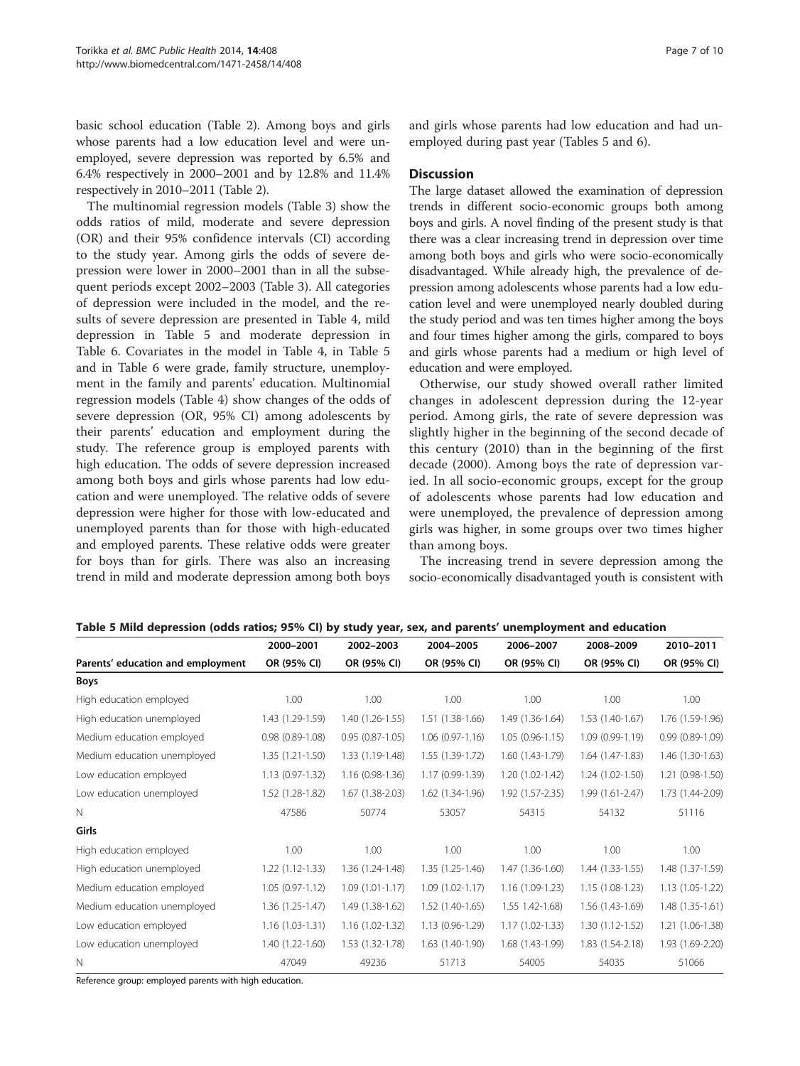basic school education (Table 2). Among boys and girls whose parents had a low education level and were unemployed, severe depression was reported by 6.5% and 6.4% respectively in 2000–2001 and by 12.8% and 11.4% respectively in 2010–2011 (Table 2).

The multinomial regression models (Table 3) show the odds ratios of mild, moderate and severe depression (OR) and their 95% confidence intervals (CI) according to the study year. Among girls the odds of severe depression were lower in 2000–2001 than in all the subsequent periods except 2002–2003 (Table 3). All categories of depression were included in the model, and the results of severe depression are presented in Table 4, mild depression in Table 5 and moderate depression in Table 6. Covariates in the model in Table 4, in Table 5 and in Table 6 were grade, family structure, unemployment in the family and parents' education. Multinomial regression models (Table 4) show changes of the odds of severe depression (OR, 95% CI) among adolescents by their parents' education and employment during the study. The reference group is employed parents with high education. The odds of severe depression increased among both boys and girls whose parents had low education and were unemployed. The relative odds of severe depression were higher for those with low-educated and unemployed parents than for those with high-educated and employed parents. These relative odds were greater for boys than for girls. There was also an increasing trend in mild and moderate depression among both boys and girls whose parents had low education and had unemployed during past year (Tables 5 and 6).

## Discussion

The large dataset allowed the examination of depression trends in different socio-economic groups both among boys and girls. A novel finding of the present study is that there was a clear increasing trend in depression over time among both boys and girls who were socio-economically disadvantaged. While already high, the prevalence of depression among adolescents whose parents had a low education level and were unemployed nearly doubled during the study period and was ten times higher among the boys and four times higher among the girls, compared to boys and girls whose parents had a medium or high level of education and were employed.

Otherwise, our study showed overall rather limited changes in adolescent depression during the 12-year period. Among girls, the rate of severe depression was slightly higher in the beginning of the second decade of this century (2010) than in the beginning of the first decade (2000). Among boys the rate of depression varied. In all socio-economic groups, except for the group of adolescents whose parents had low education and were unemployed, the prevalence of depression among girls was higher, in some groups over two times higher than among boys.

The increasing trend in severe depression among the socio-economically disadvantaged youth is consistent with

**Table 5 Mild depression (odds ratios; 95% CI) by study year, sex, and parents' unemployment and education**

| | 2000–2001 | 2002–2003 | 2004–2005 | 2006–2007 | 2008–2009 | 2010–2011 |
|---|---|---|---|---|---|---|
| Parents' education and employment | OR (95% CI) | OR (95% CI) | OR (95% CI) | OR (95% CI) | OR (95% CI) | OR (95% CI) |
| **Boys** | | | | | | |
| High education employed | 1.00 | 1.00 | 1.00 | 1.00 | 1.00 | 1.00 |
| High education unemployed | 1.43 (1.29-1.59) | 1.40 (1.26-1.55) | 1.51 (1.38-1.66) | 1.49 (1.36-1.64) | 1.53 (1.40-1.67) | 1.76 (1.59-1.96) |
| Medium education employed | 0.98 (0.89-1.08) | 0.95 (0.87-1.05) | 1.06 (0.97-1.16) | 1.05 (0.96-1.15) | 1.09 (0.99-1.19) | 0.99 (0.89-1.09) |
| Medium education unemployed | 1.35 (1.21-1.50) | 1.33 (1.19-1.48) | 1.55 (1.39-1.72) | 1.60 (1.43-1.79) | 1.64 (1.47-1.83) | 1.46 (1.30-1.63) |
| Low education employed | 1.13 (0.97-1.32) | 1.16 (0.98-1.36) | 1.17 (0.99-1.39) | 1.20 (1.02-1.42) | 1.24 (1.02-1.50) | 1.21 (0.98-1.50) |
| Low education unemployed | 1.52 (1.28-1.82) | 1.67 (1.38-2.03) | 1.62 (1.34-1.96) | 1.92 (1.57-2.35) | 1.99 (1.61-2.47) | 1.73 (1.44-2.09) |
| N | 47586 | 50774 | 53057 | 54315 | 54132 | 51116 |
| **Girls** | | | | | | |
| High education employed | 1.00 | 1.00 | 1.00 | 1.00 | 1.00 | 1.00 |
| High education unemployed | 1.22 (1.12-1.33) | 1.36 (1.24-1.48) | 1.35 (1.25-1.46) | 1.47 (1.36-1.60) | 1.44 (1.33-1.55) | 1.48 (1.37-1.59) |
| Medium education employed | 1.05 (0.97-1.12) | 1.09 (1.01-1.17) | 1.09 (1.02-1.17) | 1.16 (1.09-1.23) | 1.15 (1.08-1.23) | 1.13 (1.05-1.22) |
| Medium education unemployed | 1.36 (1.25-1.47) | 1.49 (1.38-1.62) | 1.52 (1.40-1.65) | 1.55 1.42-1.68) | 1.56 (1.43-1.69) | 1.48 (1.35-1.61) |
| Low education employed | 1.16 (1.03-1.31) | 1.16 (1.02-1.32) | 1.13 (0.96-1.29) | 1.17 (1.02-1.33) | 1.30 (1.12-1.52) | 1.21 (1.06-1.38) |
| Low education unemployed | 1.40 (1.22-1.60) | 1.53 (1.32-1.78) | 1.63 (1.40-1.90) | 1.68 (1.43-1.99) | 1.83 (1.54-2.18) | 1.93 (1.69-2.20) |
| N | 47049 | 49236 | 51713 | 54005 | 54035 | 51066 |

Reference group: employed parents with high education.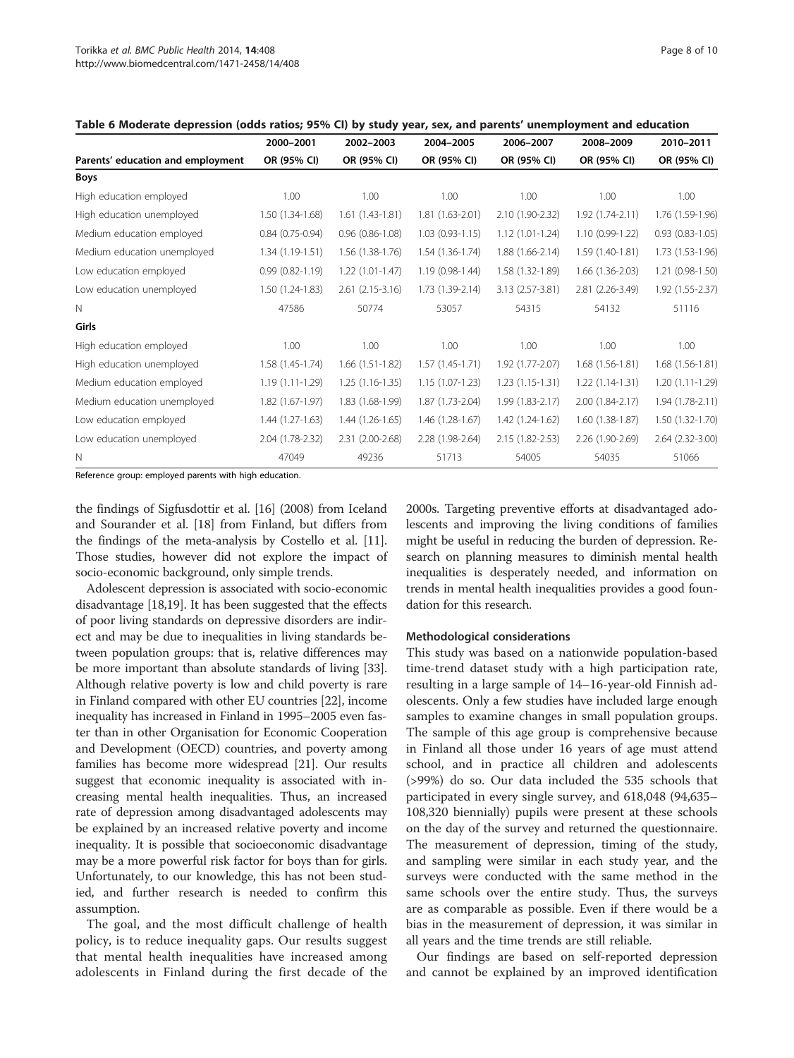**Table 6 Moderate depression (odds ratios; 95% CI) by study year, sex, and parents' unemployment and education**

| Parents' education and employment | 2000–2001 OR (95% CI) | 2002–2003 OR (95% CI) | 2004–2005 OR (95% CI) | 2006–2007 OR (95% CI) | 2008–2009 OR (95% CI) | 2010–2011 OR (95% CI) |
|---|---|---|---|---|---|---|
| **Boys** | | | | | | |
| High education employed | 1.00 | 1.00 | 1.00 | 1.00 | 1.00 | 1.00 |
| High education unemployed | 1.50 (1.34-1.68) | 1.61 (1.43-1.81) | 1.81 (1.63-2.01) | 2.10 (1.90-2.32) | 1.92 (1.74-2.11) | 1.76 (1.59-1.96) |
| Medium education employed | 0.84 (0.75-0.94) | 0.96 (0.86-1.08) | 1.03 (0.93-1.15) | 1.12 (1.01-1.24) | 1.10 (0.99-1.22) | 0.93 (0.83-1.05) |
| Medium education unemployed | 1.34 (1.19-1.51) | 1.56 (1.38-1.76) | 1.54 (1.36-1.74) | 1.88 (1.66-2.14) | 1.59 (1.40-1.81) | 1.73 (1.53-1.96) |
| Low education employed | 0.99 (0.82-1.19) | 1.22 (1.01-1.47) | 1.19 (0.98-1.44) | 1.58 (1.32-1.89) | 1.66 (1.36-2.03) | 1.21 (0.98-1.50) |
| Low education unemployed | 1.50 (1.24-1.83) | 2.61 (2.15-3.16) | 1.73 (1.39-2.14) | 3.13 (2.57-3.81) | 2.81 (2.26-3.49) | 1.92 (1.55-2.37) |
| N | 47586 | 50774 | 53057 | 54315 | 54132 | 51116 |
| **Girls** | | | | | | |
| High education employed | 1.00 | 1.00 | 1.00 | 1.00 | 1.00 | 1.00 |
| High education unemployed | 1.58 (1.45-1.74) | 1.66 (1.51-1.82) | 1.57 (1.45-1.71) | 1.92 (1.77-2.07) | 1.68 (1.56-1.81) | 1.68 (1.56-1.81) |
| Medium education employed | 1.19 (1.11-1.29) | 1.25 (1.16-1.35) | 1.15 (1.07-1.23) | 1.23 (1.15-1.31) | 1.22 (1.14-1.31) | 1.20 (1.11-1.29) |
| Medium education unemployed | 1.82 (1.67-1.97) | 1.83 (1.68-1.99) | 1.87 (1.73-2.04) | 1.99 (1.83-2.17) | 2.00 (1.84-2.17) | 1.94 (1.78-2.11) |
| Low education employed | 1.44 (1.27-1.63) | 1.44 (1.26-1.65) | 1.46 (1.28-1.67) | 1.42 (1.24-1.62) | 1.60 (1.38-1.87) | 1.50 (1.32-1.70) |
| Low education unemployed | 2.04 (1.78-2.32) | 2.31 (2.00-2.68) | 2.28 (1.98-2.64) | 2.15 (1.82-2.53) | 2.26 (1.90-2.69) | 2.64 (2.32-3.00) |
| N | 47049 | 49236 | 51713 | 54005 | 54035 | 51066 |

Reference group: employed parents with high education.

the findings of Sigfusdottir et al. [16] (2008) from Iceland and Sourander et al. [18] from Finland, but differs from the findings of the meta-analysis by Costello et al. [11]. Those studies, however did not explore the impact of socio-economic background, only simple trends.

Adolescent depression is associated with socio-economic disadvantage [18,19]. It has been suggested that the effects of poor living standards on depressive disorders are indirect and may be due to inequalities in living standards between population groups: that is, relative differences may be more important than absolute standards of living [33]. Although relative poverty is low and child poverty is rare in Finland compared with other EU countries [22], income inequality has increased in Finland in 1995–2005 even faster than in other Organisation for Economic Cooperation and Development (OECD) countries, and poverty among families has become more widespread [21]. Our results suggest that economic inequality is associated with increasing mental health inequalities. Thus, an increased rate of depression among disadvantaged adolescents may be explained by an increased relative poverty and income inequality. It is possible that socioeconomic disadvantage may be a more powerful risk factor for boys than for girls. Unfortunately, to our knowledge, this has not been studied, and further research is needed to confirm this assumption.

The goal, and the most difficult challenge of health policy, is to reduce inequality gaps. Our results suggest that mental health inequalities have increased among adolescents in Finland during the first decade of the 2000s. Targeting preventive efforts at disadvantaged adolescents and improving the living conditions of families might be useful in reducing the burden of depression. Research on planning measures to diminish mental health inequalities is desperately needed, and information on trends in mental health inequalities provides a good foundation for this research.

#### Methodological considerations

This study was based on a nationwide population-based time-trend dataset study with a high participation rate, resulting in a large sample of 14–16-year-old Finnish adolescents. Only a few studies have included large enough samples to examine changes in small population groups. The sample of this age group is comprehensive because in Finland all those under 16 years of age must attend school, and in practice all children and adolescents (>99%) do so. Our data included the 535 schools that participated in every single survey, and 618,048 (94,635–108,320 biennially) pupils were present at these schools on the day of the survey and returned the questionnaire. The measurement of depression, timing of the study, and sampling were similar in each study year, and the surveys were conducted with the same method in the same schools over the entire study. Thus, the surveys are as comparable as possible. Even if there would be a bias in the measurement of depression, it was similar in all years and the time trends are still reliable.

Our findings are based on self-reported depression and cannot be explained by an improved identification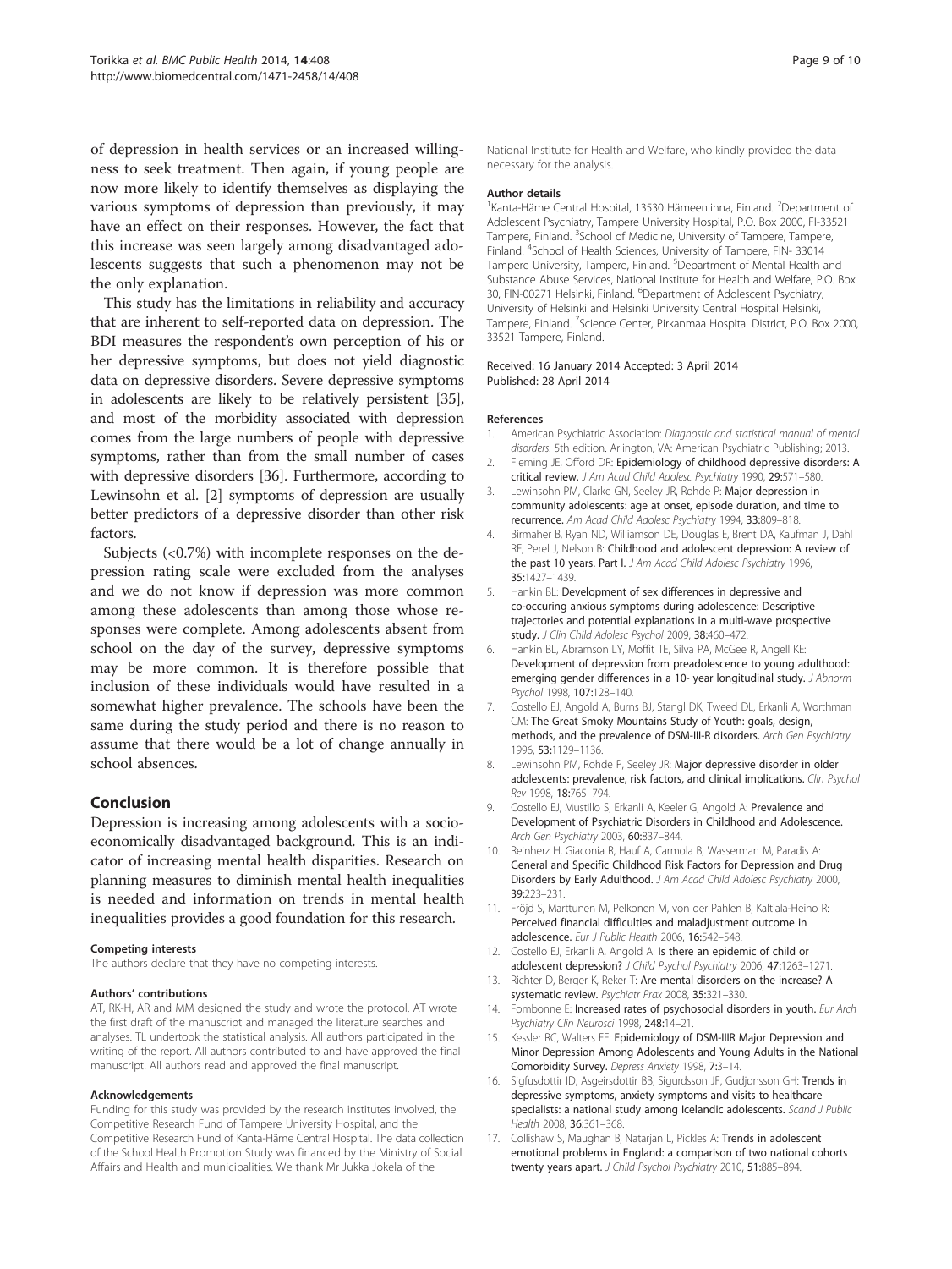of depression in health services or an increased willingness to seek treatment. Then again, if young people are now more likely to identify themselves as displaying the various symptoms of depression than previously, it may have an effect on their responses. However, the fact that this increase was seen largely among disadvantaged adolescents suggests that such a phenomenon may not be the only explanation.

This study has the limitations in reliability and accuracy that are inherent to self-reported data on depression. The BDI measures the respondent's own perception of his or her depressive symptoms, but does not yield diagnostic data on depressive disorders. Severe depressive symptoms in adolescents are likely to be relatively persistent [35], and most of the morbidity associated with depression comes from the large numbers of people with depressive symptoms, rather than from the small number of cases with depressive disorders [36]. Furthermore, according to Lewinsohn et al. [2] symptoms of depression are usually better predictors of a depressive disorder than other risk factors.

Subjects (<0.7%) with incomplete responses on the depression rating scale were excluded from the analyses and we do not know if depression was more common among these adolescents than among those whose responses were complete. Among adolescents absent from school on the day of the survey, depressive symptoms may be more common. It is therefore possible that inclusion of these individuals would have resulted in a somewhat higher prevalence. The schools have been the same during the study period and there is no reason to assume that there would be a lot of change annually in school absences.

## Conclusion

Depression is increasing among adolescents with a socioeconomically disadvantaged background. This is an indicator of increasing mental health disparities. Research on planning measures to diminish mental health inequalities is needed and information on trends in mental health inequalities provides a good foundation for this research.

#### Competing interests

The authors declare that they have no competing interests.

#### Authors' contributions

AT, RK-H, AR and MM designed the study and wrote the protocol. AT wrote the first draft of the manuscript and managed the literature searches and analyses. TL undertook the statistical analysis. All authors participated in the writing of the report. All authors contributed to and have approved the final manuscript. All authors read and approved the final manuscript.

#### Acknowledgements

Funding for this study was provided by the research institutes involved, the Competitive Research Fund of Tampere University Hospital, and the Competitive Research Fund of Kanta-Häme Central Hospital. The data collection of the School Health Promotion Study was financed by the Ministry of Social Affairs and Health and municipalities. We thank Mr Jukka Jokela of the National Institute for Health and Welfare, who kindly provided the data necessary for the analysis.

#### Author details

[1]Kanta-Häme Central Hospital, 13530 Hämeenlinna, Finland. [2]Department of Adolescent Psychiatry, Tampere University Hospital, P.O. Box 2000, FI-33521 Tampere, Finland. [3]School of Medicine, University of Tampere, Tampere, Finland. [4]School of Health Sciences, University of Tampere, FIN- 33014 Tampere University, Tampere, Finland. [5]Department of Mental Health and Substance Abuse Services, National Institute for Health and Welfare, P.O. Box 30, FIN-00271 Helsinki, Finland. [6]Department of Adolescent Psychiatry, University of Helsinki and Helsinki University Central Hospital Helsinki, Tampere, Finland. [7]Science Center, Pirkanmaa Hospital District, P.O. Box 2000, 33521 Tampere, Finland.

Received: 16 January 2014 Accepted: 3 April 2014
Published: 28 April 2014

#### References

1. American Psychiatric Association: *Diagnostic and statistical manual of mental disorders.* 5th edition. Arlington, VA: American Psychiatric Publishing; 2013.
2. Fleming JE, Offord DR: **Epidemiology of childhood depressive disorders: A critical review.** *J Am Acad Child Adolesc Psychiatry* 1990, **29**:571–580.
3. Lewinsohn PM, Clarke GN, Seeley JR, Rohde P: **Major depression in community adolescents: age at onset, episode duration, and time to recurrence.** *Am Acad Child Adolesc Psychiatry* 1994, **33**:809–818.
4. Birmaher B, Ryan ND, Williamson DE, Douglas E, Brent DA, Kaufman J, Dahl RE, Perel J, Nelson B: **Childhood and adolescent depression: A review of the past 10 years. Part I.** *J Am Acad Child Adolesc Psychiatry* 1996, **35**:1427–1439.
5. Hankin BL: **Development of sex differences in depressive and co-occuring anxious symptoms during adolescence: Descriptive trajectories and potential explanations in a multi-wave prospective study.** *J Clin Child Adolesc Psychol* 2009, **38**:460–472.
6. Hankin BL, Abramson LY, Moffit TE, Silva PA, McGee R, Angell KE: **Development of depression from preadolescence to young adulthood: emerging gender differences in a 10- year longitudinal study.** *J Abnorm Psychol* 1998, **107**:128–140.
7. Costello EJ, Angold A, Burns BJ, Stangl DK, Tweed DL, Erkanli A, Worthman CM: **The Great Smoky Mountains Study of Youth: goals, design, methods, and the prevalence of DSM-III-R disorders.** *Arch Gen Psychiatry* 1996, **53**:1129–1136.
8. Lewinsohn PM, Rohde P, Seeley JR: **Major depressive disorder in older adolescents: prevalence, risk factors, and clinical implications.** *Clin Psychol Rev* 1998, **18**:765–794.
9. Costello EJ, Mustillo S, Erkanli A, Keeler G, Angold A: **Prevalence and Development of Psychiatric Disorders in Childhood and Adolescence.** *Arch Gen Psychiatry* 2003, **60**:837–844.
10. Reinherz H, Giaconia R, Hauf A, Carmola B, Wasserman M, Paradis A: **General and Specific Childhood Risk Factors for Depression and Drug Disorders by Early Adulthood.** *J Am Acad Child Adolesc Psychiatry* 2000, **39**:223–231.
11. Fröjd S, Marttunen M, Pelkonen M, von der Pahlen B, Kaltiala-Heino R: **Perceived financial difficulties and maladjustment outcome in adolescence.** *Eur J Public Health* 2006, **16**:542–548.
12. Costello EJ, Erkanli A, Angold A: **Is there an epidemic of child or adolescent depression?** *J Child Psychol Psychiatry* 2006, **47**:1263–1271.
13. Richter D, Berger K, Reker T: **Are mental disorders on the increase? A systematic review.** *Psychiatr Prax* 2008, **35**:321–330.
14. Fombonne E: **Increased rates of psychosocial disorders in youth.** *Eur Arch Psychiatry Clin Neurosci* 1998, **248**:14–21.
15. Kessler RC, Walters EE: **Epidemiology of DSM-IIIR Major Depression and Minor Depression Among Adolescents and Young Adults in the National Comorbidity Survey.** *Depress Anxiety* 1998, **7**:3–14.
16. Sigfusdottir ID, Asgeirsdottir BB, Sigurdsson JF, Gudjonsson GH: **Trends in depressive symptoms, anxiety symptoms and visits to healthcare specialists: a national study among Icelandic adolescents.** *Scand J Public Health* 2008, **36**:361–368.
17. Collishaw S, Maughan B, Natarjan L, Pickles A: **Trends in adolescent emotional problems in England: a comparison of two national cohorts twenty years apart.** *J Child Psychol Psychiatry* 2010, **51**:885–894.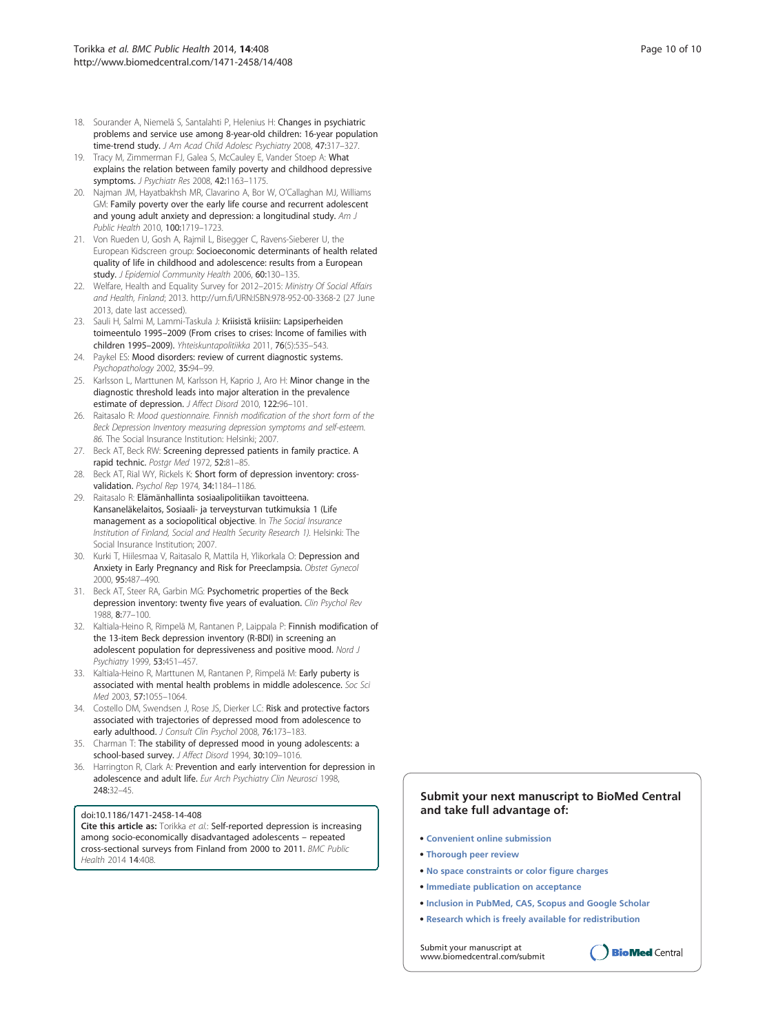18. Sourander A, Niemelä S, Santalahti P, Helenius H: **Changes in psychiatric problems and service use among 8-year-old children: 16-year population time-trend study.** *J Am Acad Child Adolesc Psychiatry* 2008, **47:**317–327.
19. Tracy M, Zimmerman FJ, Galea S, McCauley E, Vander Stoep A: **What explains the relation between family poverty and childhood depressive symptoms.** *J Psychiatr Res* 2008, **42:**1163–1175.
20. Najman JM, Hayatbakhsh MR, Clavarino A, Bor W, O'Callaghan MJ, Williams GM: **Family poverty over the early life course and recurrent adolescent and young adult anxiety and depression: a longitudinal study.** *Am J Public Health* 2010, **100:**1719–1723.
21. Von Rueden U, Gosh A, Rajmil L, Bisegger C, Ravens-Sieberer U, the European Kidscreen group: **Socioeconomic determinants of health related quality of life in childhood and adolescence: results from a European study.** *J Epidemiol Community Health* 2006, **60:**130–135.
22. Welfare, Health and Equality Survey for 2012–2015: *Ministry Of Social Affairs and Health, Finland*; 2013. http://urn.fi/URN:ISBN:978-952-00-3368-2 (27 June 2013, date last accessed).
23. Sauli H, Salmi M, Lammi-Taskula J: **Kriisistä kriisiin: Lapsiperheiden toimeentulo 1995–2009 (From crises to crises: Income of families with children 1995–2009).** *Yhteiskuntapolitiikka* 2011, **76**(5):535–543.
24. Paykel ES: **Mood disorders: review of current diagnostic systems.** *Psychopathology* 2002, **35:**94–99.
25. Karlsson L, Marttunen M, Karlsson H, Kaprio J, Aro H: **Minor change in the diagnostic threshold leads into major alteration in the prevalence estimate of depression.** *J Affect Disord* 2010, **122:**96–101.
26. Raitasalo R: *Mood questionnaire. Finnish modification of the short form of the Beck Depression Inventory measuring depression symptoms and self-esteem. 86.* The Social Insurance Institution: Helsinki; 2007.
27. Beck AT, Beck RW: **Screening depressed patients in family practice. A rapid technic.** *Postgr Med* 1972, **52:**81–85.
28. Beck AT, Rial WY, Rickels K: **Short form of depression inventory: cross-validation.** *Psychol Rep* 1974, **34:**1184–1186.
29. Raitasalo R: **Elämänhallinta sosiaalipolitiikan tavoitteena. Kansaneläkelaitos, Sosiaali- ja terveysturvan tutkimuksia 1 (Life management as a sociopolitical objective.** In *The Social Insurance Institution of Finland, Social and Health Security Research 1)*. Helsinki: The Social Insurance Institution; 2007.
30. Kurki T, Hiilesmaa V, Raitasalo R, Mattila H, Ylikorkala O: **Depression and Anxiety in Early Pregnancy and Risk for Preeclampsia.** *Obstet Gynecol* 2000, **95:**487–490.
31. Beck AT, Steer RA, Garbin MG: **Psychometric properties of the Beck depression inventory: twenty five years of evaluation.** *Clin Psychol Rev* 1988, **8:**77–100.
32. Kaltiala-Heino R, Rimpelä M, Rantanen P, Laippala P: **Finnish modification of the 13-item Beck depression inventory (R-BDI) in screening an adolescent population for depressiveness and positive mood.** *Nord J Psychiatry* 1999, **53:**451–457.
33. Kaltiala-Heino R, Marttunen M, Rantanen P, Rimpelä M: **Early puberty is associated with mental health problems in middle adolescence.** *Soc Sci Med* 2003, **57:**1055–1064.
34. Costello DM, Swendsen J, Rose JS, Dierker LC: **Risk and protective factors associated with trajectories of depressed mood from adolescence to early adulthood.** *J Consult Clin Psychol* 2008, **76:**173–183.
35. Charman T: **The stability of depressed mood in young adolescents: a school-based survey.** *J Affect Disord* 1994, **30:**109–1016.
36. Harrington R, Clark A: **Prevention and early intervention for depression in adolescence and adult life.** *Eur Arch Psychiatry Clin Neurosci* 1998, **248:**32–45.

doi:10.1186/1471-2458-14-408

**Cite this article as:** Torikka *et al.*: Self-reported depression is increasing among socio-economically disadvantaged adolescents – repeated cross-sectional surveys from Finland from 2000 to 2011. *BMC Public Health* 2014 **14**:408.

**Submit your next manuscript to BioMed Central and take full advantage of:**

- **Convenient online submission**
- **Thorough peer review**
- **No space constraints or color figure charges**
- **Immediate publication on acceptance**
- **Inclusion in PubMed, CAS, Scopus and Google Scholar**
- **Research which is freely available for redistribution**

Submit your manuscript at
www.biomedcentral.com/submit

BioMed Central